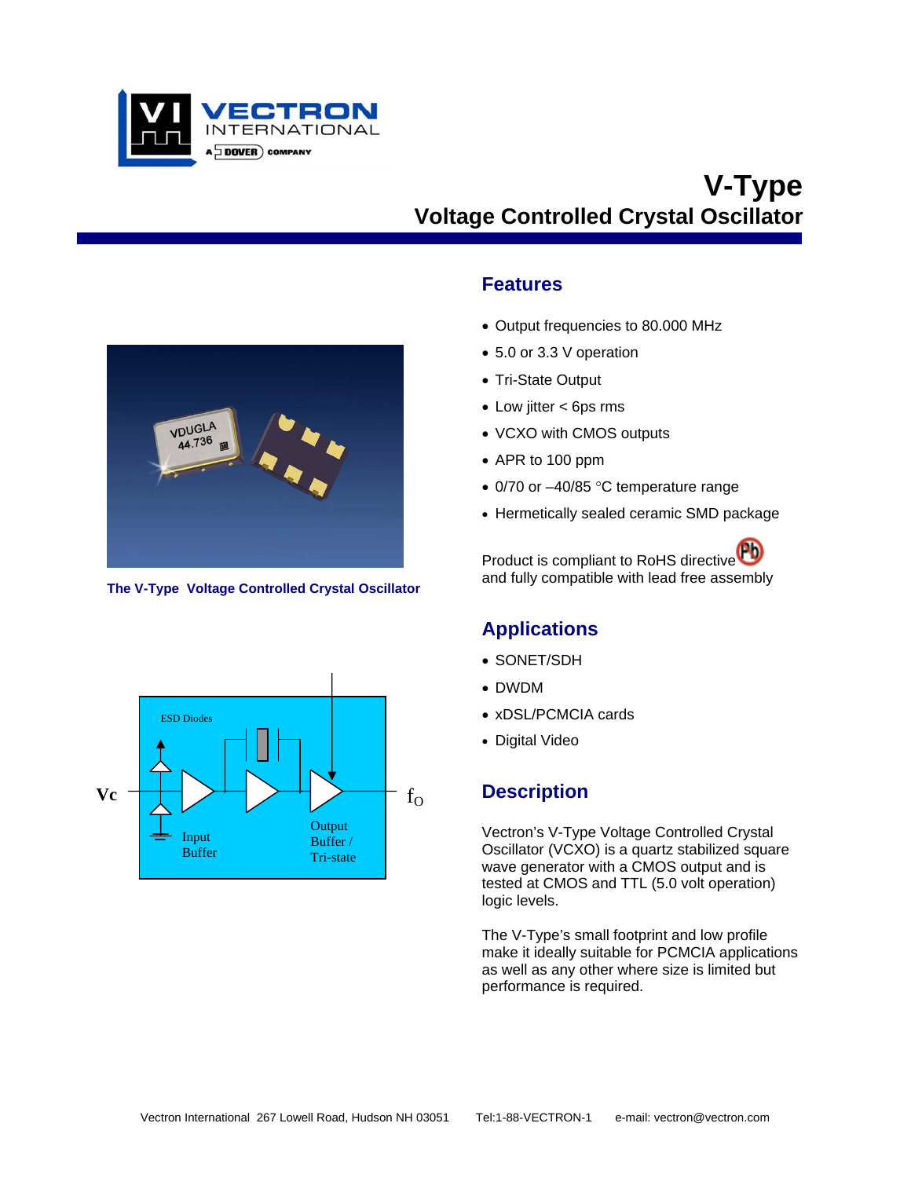# V-Type

## Voltage Controlled Crystal Oscillator

The V-Type Voltage Controlled Crystal Oscillator

## Features

- Output frequencies to 80.000 MHz
- 5.0 or 3.3 V operation
- Tri-State Output
- Low jitter < 6ps rms
- VCXO with CMOS outputs
- APR to 100 ppm
- 0/70 or –40/85 °C temperature range
- Hermetically sealed ceramic SMD package

Product is compliant to RoHS directive and fully compatible with lead free assembly

## Applications

- SONET/SDH
- DWDM
- xDSL/PCMCIA cards
- Digital Video

## Description

Vectron's V-Type Voltage Controlled Crystal Oscillator (VCXO) is a quartz stabilized square wave generator with a CMOS output and is tested at CMOS and TTL (5.0 volt operation) logic levels.

The V-Type's small footprint and low profile make it ideally suitable for PCMCIA applications as well as any other where size is limited but performance is required.

Vectron International 267 Lowell Road, Hudson NH 03051 Tel:1-88-VECTRON-1 e-mail: vectron@vectron.com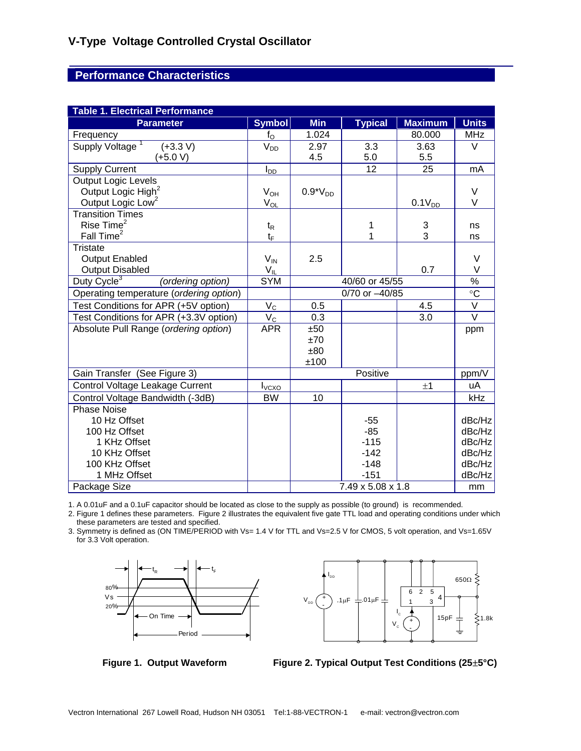# V-Type Voltage Controlled Crystal Oscillator

## Performance Characteristics

**Table 1. Electrical Performance**

| Parameter | Symbol | Min | Typical | Maximum | Units |
|---|---|---|---|---|---|
| Frequency | $f_O$ | 1.024 | | 80.000 | MHz |
| Supply Voltage [1] (+3.3 V)<br>(+5.0 V) | $V_{DD}$ | 2.97<br>4.5 | 3.3<br>5.0 | 3.63<br>5.5 | V |
| Supply Current | $I_{DD}$ | | 12 | 25 | mA |
| Output Logic Levels<br>Output Logic High[2]<br>Output Logic Low[2] | <br>$V_{OH}$<br>$V_{OL}$ | <br>$0.9{*}V_{DD}$ | | <br><br>$0.1V_{DD}$ | <br>V<br>V |
| Transition Times<br>Rise Time[2]<br>Fall Time[2] | <br>$t_R$<br>$t_F$ | | <br>1<br>1 | <br>3<br>3 | <br>ns<br>ns |
| Tristate<br>Output Enabled<br>Output Disabled | <br>$V_{IN}$<br>$V_{IL}$ | <br>2.5 | | <br><br>0.7 | <br>V<br>V |
| Duty Cycle[3] *(ordering option)* | SYM | 40/60 or 45/55 | | | % |
| Operating temperature (*ordering option*) | | 0/70 or –40/85 | | | °C |
| Test Conditions for APR (+5V option) | $V_C$ | 0.5 | | 4.5 | V |
| Test Conditions for APR (+3.3V option) | $V_C$ | 0.3 | | 3.0 | V |
| Absolute Pull Range (*ordering option*) | APR | ±50<br>±70<br>±80<br>±100 | | | ppm |
| Gain Transfer (See Figure 3) | | Positive | | | ppm/V |
| Control Voltage Leakage Current | $I_{VCXO}$ | | | ±1 | uA |
| Control Voltage Bandwidth (-3dB) | BW | 10 | | | kHz |
| Phase Noise<br>10 Hz Offset<br>100 Hz Offset<br>1 KHz Offset<br>10 KHz Offset<br>100 KHz Offset<br>1 MHz Offset | | | <br>-55<br>-85<br>-115<br>-142<br>-148<br>-151 | | <br>dBc/Hz<br>dBc/Hz<br>dBc/Hz<br>dBc/Hz<br>dBc/Hz<br>dBc/Hz |
| Package Size | | 7.49 x 5.08 x 1.8 | | | mm |

1. A 0.01uF and a 0.1uF capacitor should be located as close to the supply as possible (to ground) is recommended.
2. Figure 1 defines these parameters. Figure 2 illustrates the equivalent five gate TTL load and operating conditions under which these parameters are tested and specified.
3. Symmetry is defined as (ON TIME/PERIOD with Vs= 1.4 V for TTL and Vs=2.5 V for CMOS, 5 volt operation, and Vs=1.65V for 3.3 Volt operation.

**Figure 1. Output Waveform**

**Figure 2. Typical Output Test Conditions (25±5°C)**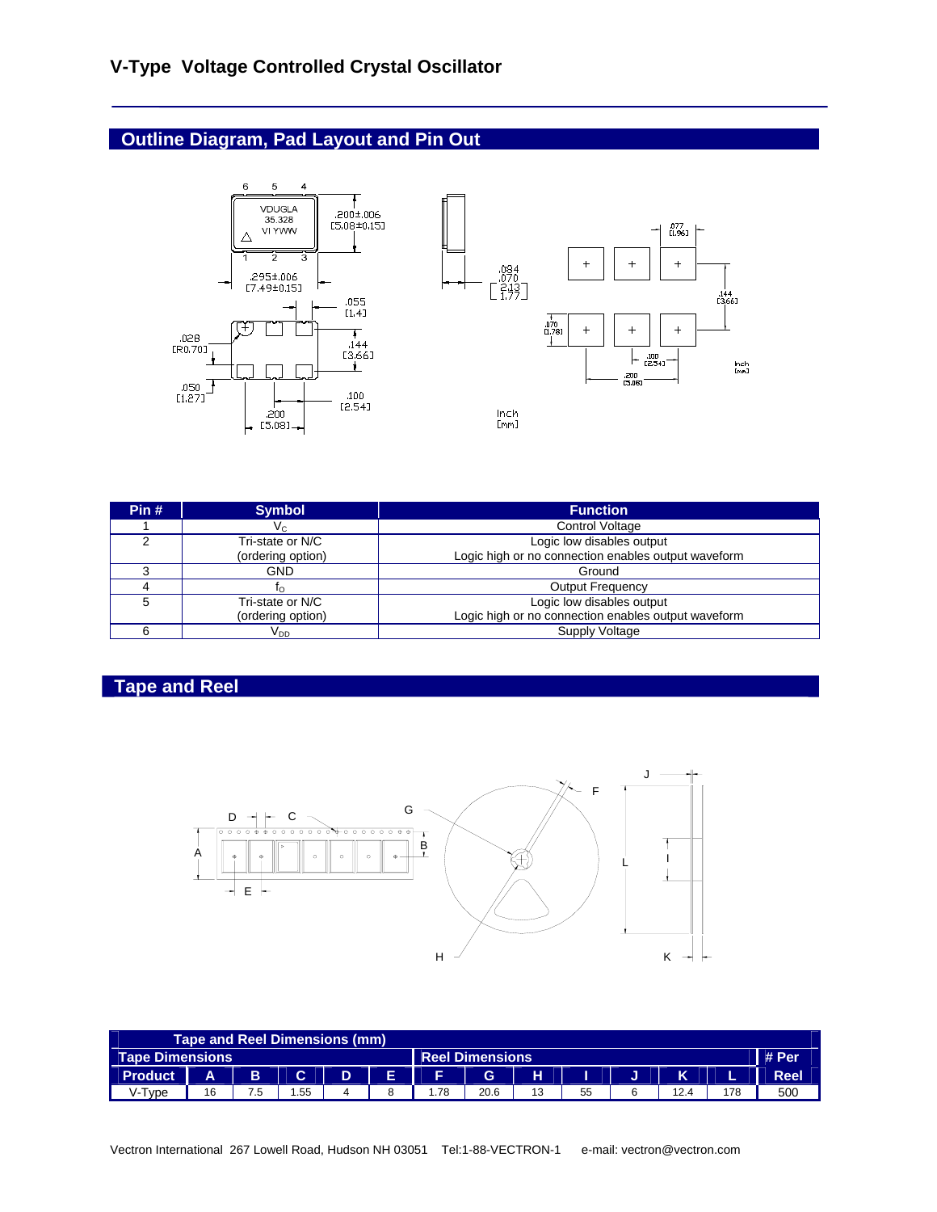## Outline Diagram, Pad Layout and Pin Out

| Pin # | Symbol | Function |
|---|---|---|
| 1 | $V_C$ | Control Voltage |
| 2 | Tri-state or N/C (ordering option) | Logic low disables output Logic high or no connection enables output waveform |
| 3 | GND | Ground |
| 4 | $f_O$ | Output Frequency |
| 5 | Tri-state or N/C (ordering option) | Logic low disables output Logic high or no connection enables output waveform |
| 6 | $V_{DD}$ | Supply Voltage |

## Tape and Reel

| Tape and Reel Dimensions (mm) | | | | | | | | | | | | | |
|---|---|---|---|---|---|---|---|---|---|---|---|---|---|
| Tape Dimensions | | | | | | Reel Dimensions | | | | | | | # Per |
| Product | A | B | C | D | E | F | G | H | I | J | K | L | Reel |
| V-Type | 16 | 7.5 | 1.55 | 4 | 8 | 1.78 | 20.6 | 13 | 55 | 6 | 12.4 | 178 | 500 |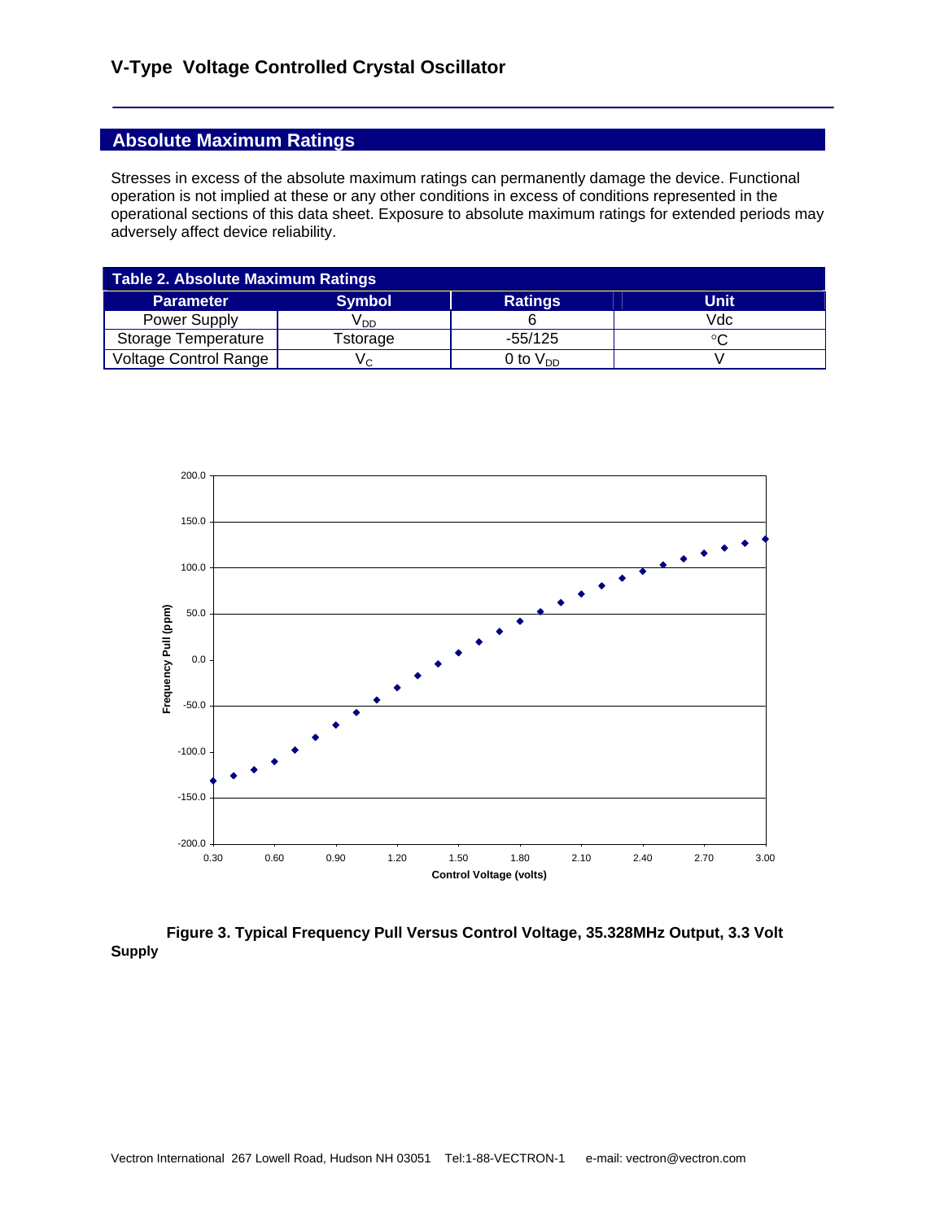## Absolute Maximum Ratings

Stresses in excess of the absolute maximum ratings can permanently damage the device. Functional operation is not implied at these or any other conditions in excess of conditions represented in the operational sections of this data sheet. Exposure to absolute maximum ratings for extended periods may adversely affect device reliability.

**Table 2. Absolute Maximum Ratings**

| Parameter | Symbol | Ratings | Unit |
|---|---|---|---|
| Power Supply | $V_{DD}$ | 6 | Vdc |
| Storage Temperature | Tstorage | -55/125 | °C |
| Voltage Control Range | $V_C$ | 0 to $V_{DD}$ | V |

**Figure 3. Typical Frequency Pull Versus Control Voltage, 35.328MHz Output, 3.3 Volt Supply**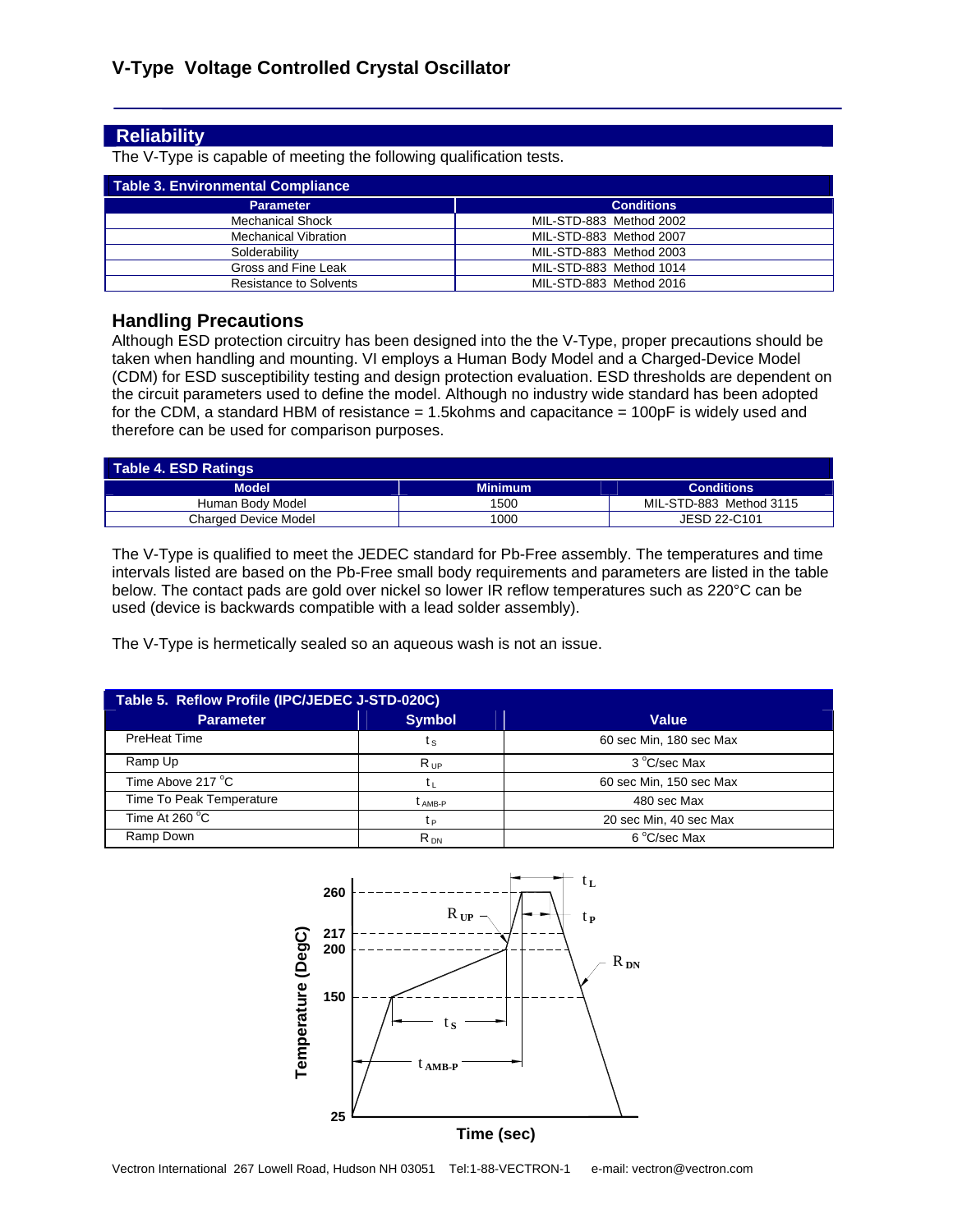## Reliability

The V-Type is capable of meeting the following qualification tests.

| Table 3. Environmental Compliance | |
|---|---|
| **Parameter** | **Conditions** |
| Mechanical Shock | MIL-STD-883 Method 2002 |
| Mechanical Vibration | MIL-STD-883 Method 2007 |
| Solderability | MIL-STD-883 Method 2003 |
| Gross and Fine Leak | MIL-STD-883 Method 1014 |
| Resistance to Solvents | MIL-STD-883 Method 2016 |

## Handling Precautions

Although ESD protection circuitry has been designed into the the V-Type, proper precautions should be taken when handling and mounting. VI employs a Human Body Model and a Charged-Device Model (CDM) for ESD susceptibility testing and design protection evaluation. ESD thresholds are dependent on the circuit parameters used to define the model. Although no industry wide standard has been adopted for the CDM, a standard HBM of resistance = 1.5kohms and capacitance = 100pF is widely used and therefore can be used for comparison purposes.

| Table 4. ESD Ratings | | |
|---|---|---|
| **Model** | **Minimum** | **Conditions** |
| Human Body Model | 1500 | MIL-STD-883 Method 3115 |
| Charged Device Model | 1000 | JESD 22-C101 |

The V-Type is qualified to meet the JEDEC standard for Pb-Free assembly. The temperatures and time intervals listed are based on the Pb-Free small body requirements and parameters are listed in the table below. The contact pads are gold over nickel so lower IR reflow temperatures such as 220°C can be used (device is backwards compatible with a lead solder assembly).

The V-Type is hermetically sealed so an aqueous wash is not an issue.

| Table 5. Reflow Profile (IPC/JEDEC J-STD-020C) | | |
|---|---|---|
| **Parameter** | **Symbol** | **Value** |
| PreHeat Time | $t_S$ | 60 sec Min, 180 sec Max |
| Ramp Up | $R_{UP}$ | 3 °C/sec Max |
| Time Above 217 °C | $t_L$ | 60 sec Min, 150 sec Max |
| Time To Peak Temperature | $t_{AMB-P}$ | 480 sec Max |
| Time At 260 °C | $t_P$ | 20 sec Min, 40 sec Max |
| Ramp Down | $R_{DN}$ | 6 °C/sec Max |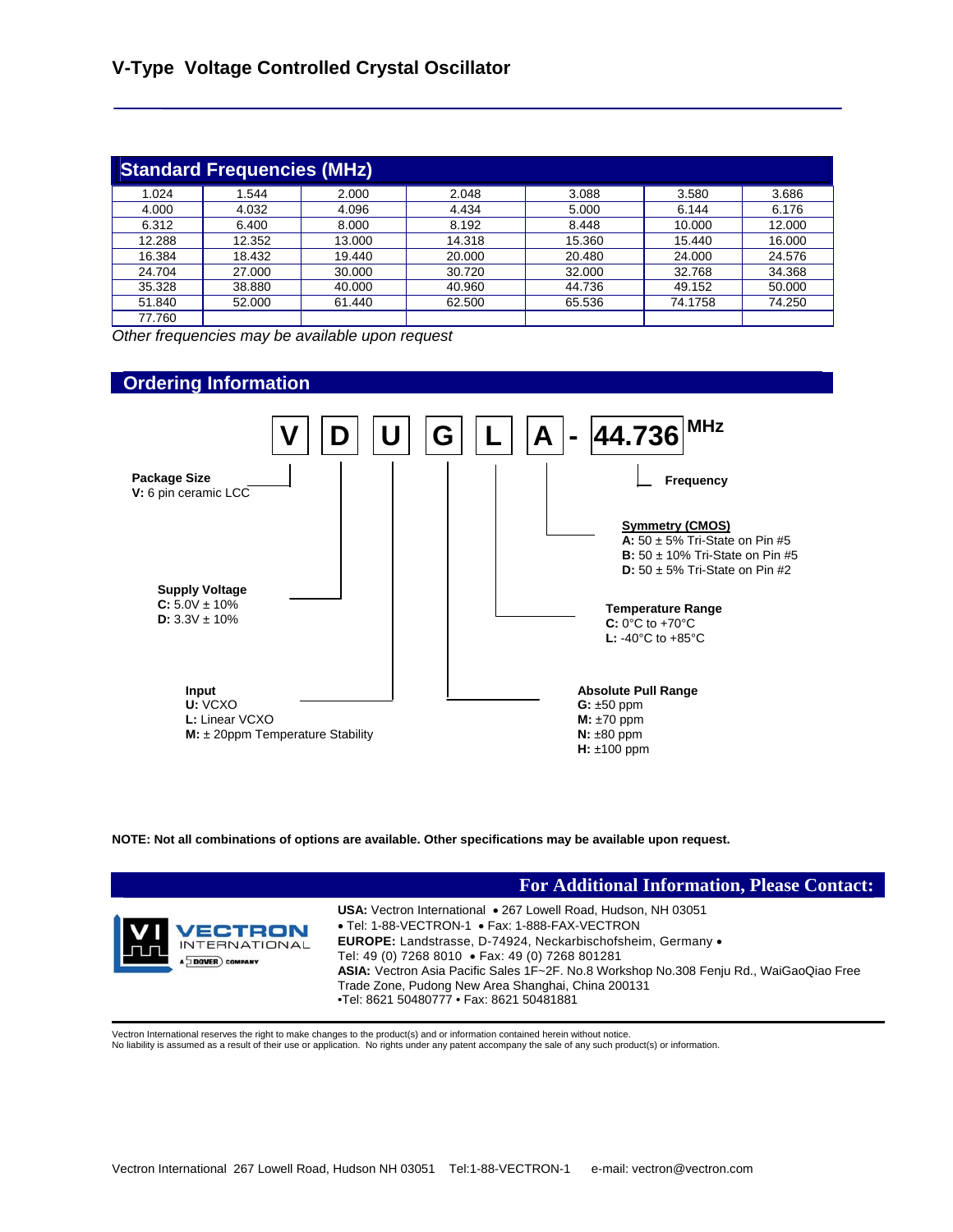# V-Type Voltage Controlled Crystal Oscillator

## Standard Frequencies (MHz)

| | | | | | | |
|---|---|---|---|---|---|---|
| 1.024 | 1.544 | 2.000 | 2.048 | 3.088 | 3.580 | 3.686 |
| 4.000 | 4.032 | 4.096 | 4.434 | 5.000 | 6.144 | 6.176 |
| 6.312 | 6.400 | 8.000 | 8.192 | 8.448 | 10.000 | 12.000 |
| 12.288 | 12.352 | 13.000 | 14.318 | 15.360 | 15.440 | 16.000 |
| 16.384 | 18.432 | 19.440 | 20.000 | 20.480 | 24.000 | 24.576 |
| 24.704 | 27.000 | 30.000 | 30.720 | 32.000 | 32.768 | 34.368 |
| 35.328 | 38.880 | 40.000 | 40.960 | 44.736 | 49.152 | 50.000 |
| 51.840 | 52.000 | 61.440 | 62.500 | 65.536 | 74.1758 | 74.250 |
| 77.760 | | | | | | |

*Other frequencies may be available upon request*

## Ordering Information

**V D U G L A - 44.736 MHz**

**Package Size**
**V:** 6 pin ceramic LCC

**Supply Voltage**
**C:** 5.0V ± 10%
**D:** 3.3V ± 10%

**Input**
**U:** VCXO
**L:** Linear VCXO
**M:** ± 20ppm Temperature Stability

**Absolute Pull Range**
**G:** ±50 ppm
**M:** ±70 ppm
**N:** ±80 ppm
**H:** ±100 ppm

**Temperature Range**
**C:** 0°C to +70°C
**L:** -40°C to +85°C

**Symmetry (CMOS)**
**A:** 50 ± 5% Tri-State on Pin #5
**B:** 50 ± 10% Tri-State on Pin #5
**D:** 50 ± 5% Tri-State on Pin #2

**Frequency**

**NOTE: Not all combinations of options are available. Other specifications may be available upon request.**

## For Additional Information, Please Contact:

VECTRON INTERNATIONAL
A DOVER COMPANY

**USA:** Vectron International • 267 Lowell Road, Hudson, NH 03051
• Tel: 1-88-VECTRON-1 • Fax: 1-888-FAX-VECTRON
**EUROPE:** Landstrasse, D-74924, Neckarbischofsheim, Germany •
Tel: 49 (0) 7268 8010 • Fax: 49 (0) 7268 801281
**ASIA:** Vectron Asia Pacific Sales 1F~2F. No.8 Workshop No.308 Fenju Rd., WaiGaoQiao Free Trade Zone, Pudong New Area Shanghai, China 200131
•Tel: 8621 50480777 • Fax: 8621 50481881

Vectron International reserves the right to make changes to the product(s) and or information contained herein without notice.
No liability is assumed as a result of their use or application. No rights under any patent accompany the sale of any such product(s) or information.